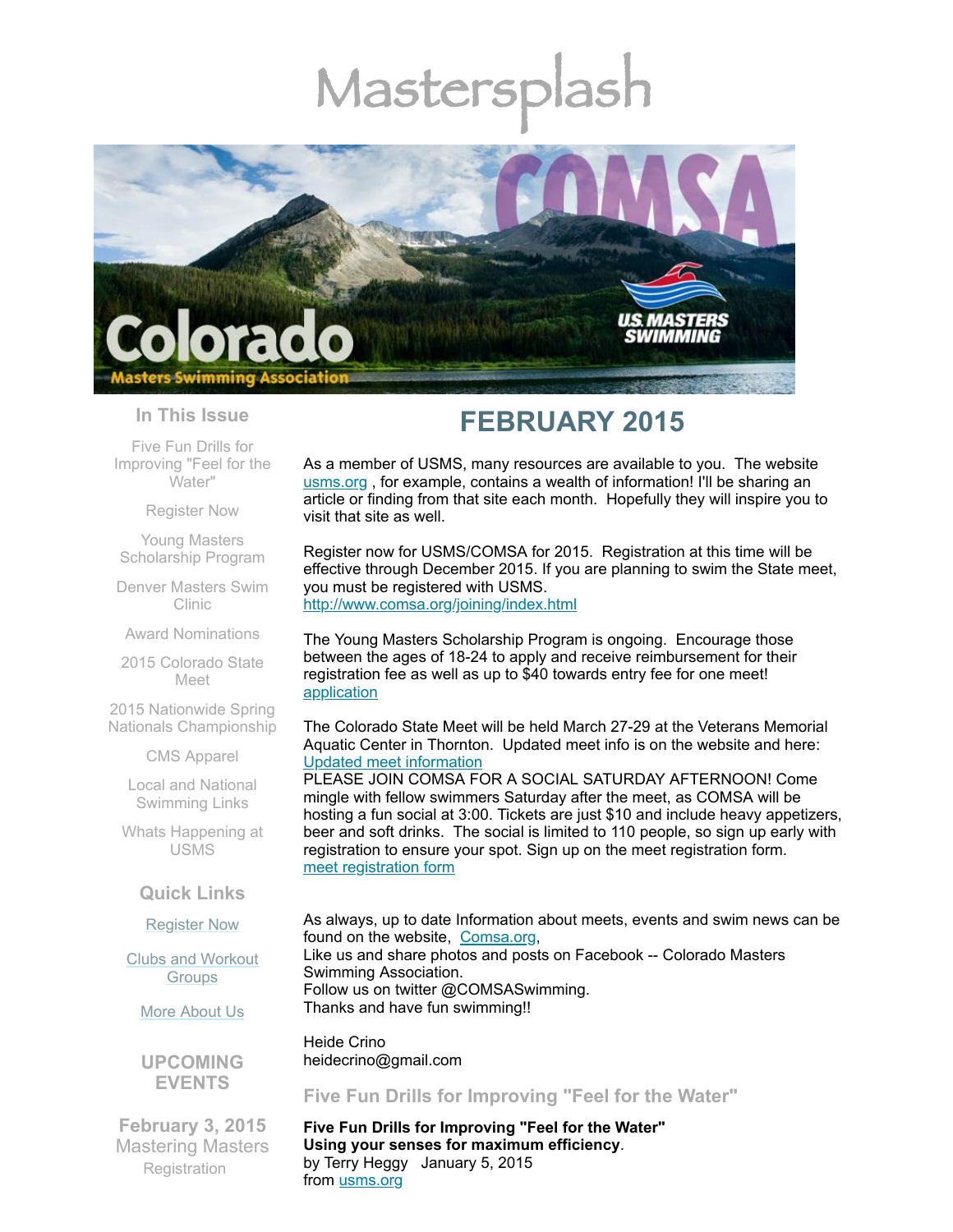# Mastersplash

Colorado Masters Swimming Association

COMSA

U.S. MASTERS SWIMMING

### In This Issue

Five Fun Drills for Improving "Feel for the Water"

Register Now

Young Masters Scholarship Program

Denver Masters Swim Clinic

Award Nominations

2015 Colorado State Meet

2015 Nationwide Spring Nationals Championship

CMS Apparel

Local and National Swimming Links

Whats Happening at USMS

### Quick Links

Register Now

Clubs and Workout Groups

More About Us

### UPCOMING EVENTS

**February 3, 2015**
Mastering Masters
Registration

## FEBRUARY 2015

As a member of USMS, many resources are available to you. The website usms.org , for example, contains a wealth of information! I'll be sharing an article or finding from that site each month. Hopefully they will inspire you to visit that site as well.

Register now for USMS/COMSA for 2015. Registration at this time will be effective through December 2015. If you are planning to swim the State meet, you must be registered with USMS.
http://www.comsa.org/joining/index.html

The Young Masters Scholarship Program is ongoing. Encourage those between the ages of 18-24 to apply and receive reimbursement for their registration fee as well as up to $40 towards entry fee for one meet!
application

The Colorado State Meet will be held March 27-29 at the Veterans Memorial Aquatic Center in Thornton. Updated meet info is on the website and here:
Updated meet information
PLEASE JOIN COMSA FOR A SOCIAL SATURDAY AFTERNOON! Come mingle with fellow swimmers Saturday after the meet, as COMSA will be hosting a fun social at 3:00. Tickets are just $10 and include heavy appetizers, beer and soft drinks. The social is limited to 110 people, so sign up early with registration to ensure your spot. Sign up on the meet registration form.
meet registration form

As always, up to date Information about meets, events and swim news can be found on the website, Comsa.org,
Like us and share photos and posts on Facebook -- Colorado Masters Swimming Association.
Follow us on twitter @COMSASwimming.
Thanks and have fun swimming!!

Heide Crino
heidecrino@gmail.com

### Five Fun Drills for Improving "Feel for the Water"

**Five Fun Drills for Improving "Feel for the Water"**
**Using your senses for maximum efficiency**.
by Terry Heggy January 5, 2015
from usms.org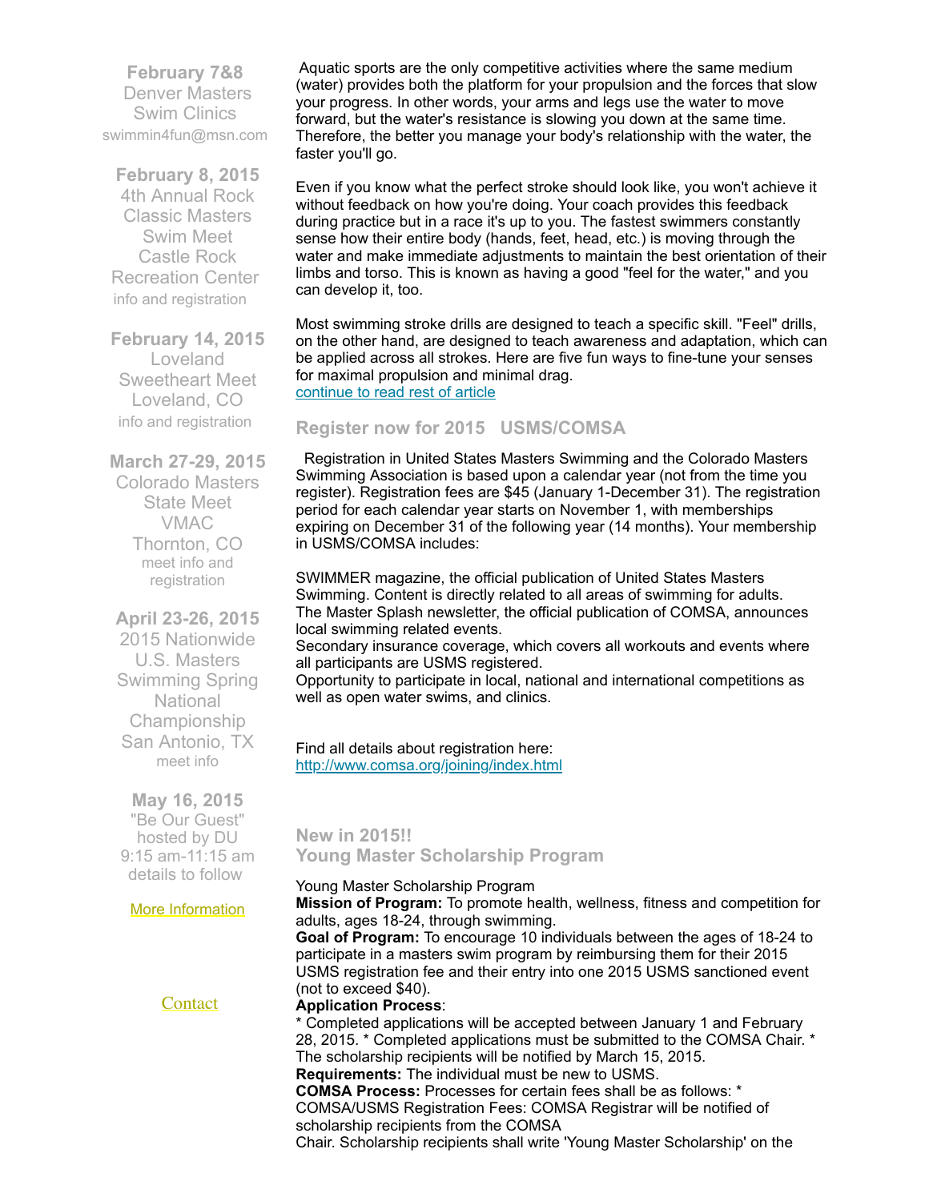**February 7&8**
Denver Masters Swim Clinics
swimmin4fun@msn.com

**February 8, 2015**
4th Annual Rock Classic Masters Swim Meet
Castle Rock Recreation Center
info and registration

**February 14, 2015**
Loveland Sweetheart Meet
Loveland, CO
info and registration

**March 27-29, 2015**
Colorado Masters State Meet
VMAC
Thornton, CO
meet info and registration

**April 23-26, 2015**
2015 Nationwide U.S. Masters Swimming Spring National Championship
San Antonio, TX
meet info

**May 16, 2015**
"Be Our Guest" hosted by DU
9:15 am-11:15 am
details to follow

More Information

Contact

Aquatic sports are the only competitive activities where the same medium (water) provides both the platform for your propulsion and the forces that slow your progress. In other words, your arms and legs use the water to move forward, but the water's resistance is slowing you down at the same time. Therefore, the better you manage your body's relationship with the water, the faster you'll go.

Even if you know what the perfect stroke should look like, you won't achieve it without feedback on how you're doing. Your coach provides this feedback during practice but in a race it's up to you. The fastest swimmers constantly sense how their entire body (hands, feet, head, etc.) is moving through the water and make immediate adjustments to maintain the best orientation of their limbs and torso. This is known as having a good "feel for the water," and you can develop it, too.

Most swimming stroke drills are designed to teach a specific skill. "Feel" drills, on the other hand, are designed to teach awareness and adaptation, which can be applied across all strokes. Here are five fun ways to fine-tune your senses for maximal propulsion and minimal drag.
continue to read rest of article

## Register now for 2015 USMS/COMSA

Registration in United States Masters Swimming and the Colorado Masters Swimming Association is based upon a calendar year (not from the time you register). Registration fees are $45 (January 1-December 31). The registration period for each calendar year starts on November 1, with memberships expiring on December 31 of the following year (14 months). Your membership in USMS/COMSA includes:

SWIMMER magazine, the official publication of United States Masters Swimming. Content is directly related to all areas of swimming for adults.
The Master Splash newsletter, the official publication of COMSA, announces local swimming related events.
Secondary insurance coverage, which covers all workouts and events where all participants are USMS registered.
Opportunity to participate in local, national and international competitions as well as open water swims, and clinics.

Find all details about registration here:
http://www.comsa.org/joining/index.html

## New in 2015!!
## Young Master Scholarship Program

Young Master Scholarship Program
**Mission of Program:** To promote health, wellness, fitness and competition for adults, ages 18-24, through swimming.
**Goal of Program:** To encourage 10 individuals between the ages of 18-24 to participate in a masters swim program by reimbursing them for their 2015 USMS registration fee and their entry into one 2015 USMS sanctioned event (not to exceed $40).
**Application Process**:
* Completed applications will be accepted between January 1 and February 28, 2015. * Completed applications must be submitted to the COMSA Chair. * The scholarship recipients will be notified by March 15, 2015.
**Requirements:** The individual must be new to USMS.
**COMSA Process:** Processes for certain fees shall be as follows: * COMSA/USMS Registration Fees: COMSA Registrar will be notified of scholarship recipients from the COMSA Chair. Scholarship recipients shall write 'Young Master Scholarship' on the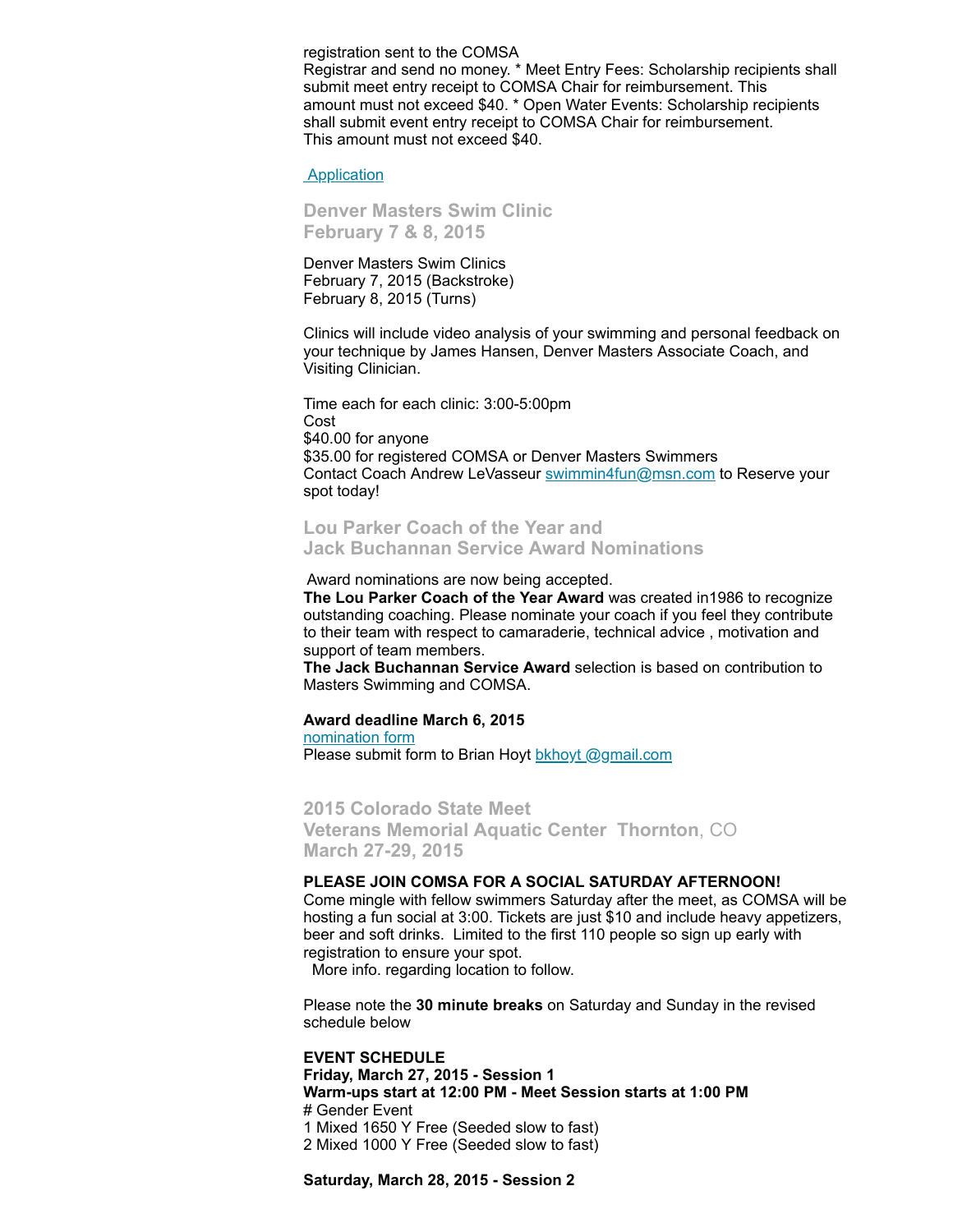registration sent to the COMSA
Registrar and send no money. * Meet Entry Fees: Scholarship recipients shall submit meet entry receipt to COMSA Chair for reimbursement. This amount must not exceed $40. * Open Water Events: Scholarship recipients shall submit event entry receipt to COMSA Chair for reimbursement. This amount must not exceed $40.

[Application]

## Denver Masters Swim Clinic
## February 7 & 8, 2015

Denver Masters Swim Clinics
February 7, 2015 (Backstroke)
February 8, 2015 (Turns)

Clinics will include video analysis of your swimming and personal feedback on your technique by James Hansen, Denver Masters Associate Coach, and Visiting Clinician.

Time each for each clinic: 3:00-5:00pm
Cost
$40.00 for anyone
$35.00 for registered COMSA or Denver Masters Swimmers
Contact Coach Andrew LeVasseur swimmin4fun@msn.com to Reserve your spot today!

## Lou Parker Coach of the Year and
## Jack Buchannan Service Award Nominations

Award nominations are now being accepted.
**The Lou Parker Coach of the Year Award** was created in1986 to recognize outstanding coaching. Please nominate your coach if you feel they contribute to their team with respect to camaraderie, technical advice , motivation and support of team members.
**The Jack Buchannan Service Award** selection is based on contribution to Masters Swimming and COMSA.

**Award deadline March 6, 2015**
[nomination form]
Please submit form to Brian Hoyt bkhoyt @gmail.com

## 2015 Colorado State Meet
## Veterans Memorial Aquatic Center Thornton, CO
## March 27-29, 2015

**PLEASE JOIN COMSA FOR A SOCIAL SATURDAY AFTERNOON!**
Come mingle with fellow swimmers Saturday after the meet, as COMSA will be hosting a fun social at 3:00. Tickets are just $10 and include heavy appetizers, beer and soft drinks. Limited to the first 110 people so sign up early with registration to ensure your spot.
More info. regarding location to follow.

Please note the **30 minute breaks** on Saturday and Sunday in the revised schedule below

**EVENT SCHEDULE**
**Friday, March 27, 2015 - Session 1**
**Warm-ups start at 12:00 PM - Meet Session starts at 1:00 PM**
# Gender Event
1 Mixed 1650 Y Free (Seeded slow to fast)
2 Mixed 1000 Y Free (Seeded slow to fast)

**Saturday, March 28, 2015 - Session 2**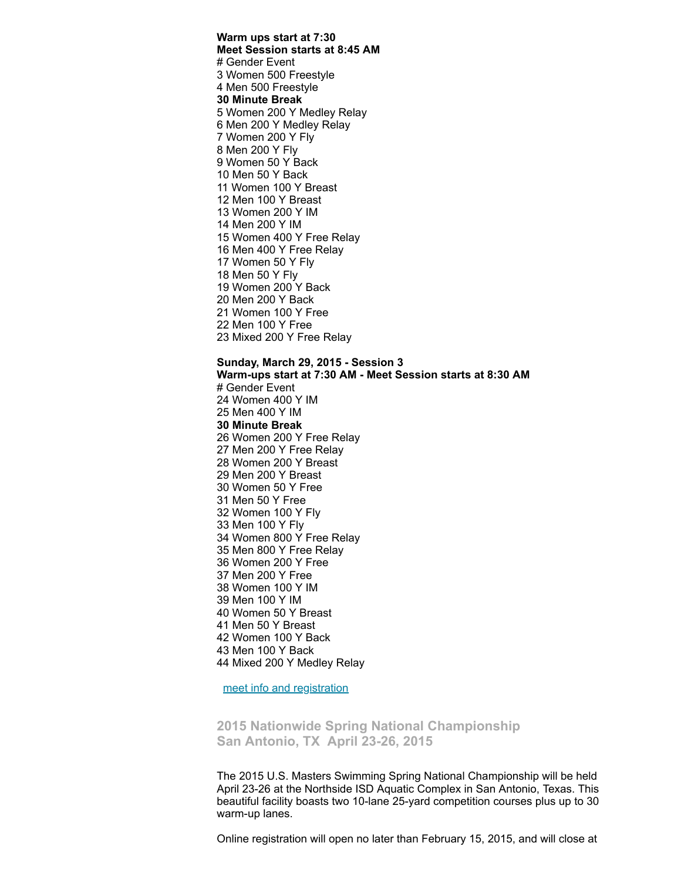**Warm ups start at 7:30**
**Meet Session starts at 8:45 AM**
# Gender Event
3 Women 500 Freestyle
4 Men 500 Freestyle
**30 Minute Break**
5 Women 200 Y Medley Relay
6 Men 200 Y Medley Relay
7 Women 200 Y Fly
8 Men 200 Y Fly
9 Women 50 Y Back
10 Men 50 Y Back
11 Women 100 Y Breast
12 Men 100 Y Breast
13 Women 200 Y IM
14 Men 200 Y IM
15 Women 400 Y Free Relay
16 Men 400 Y Free Relay
17 Women 50 Y Fly
18 Men 50 Y Fly
19 Women 200 Y Back
20 Men 200 Y Back
21 Women 100 Y Free
22 Men 100 Y Free
23 Mixed 200 Y Free Relay

**Sunday, March 29, 2015 - Session 3**
**Warm-ups start at 7:30 AM - Meet Session starts at 8:30 AM**
# Gender Event
24 Women 400 Y IM
25 Men 400 Y IM
**30 Minute Break**
26 Women 200 Y Free Relay
27 Men 200 Y Free Relay
28 Women 200 Y Breast
29 Men 200 Y Breast
30 Women 50 Y Free
31 Men 50 Y Free
32 Women 100 Y Fly
33 Men 100 Y Fly
34 Women 800 Y Free Relay
35 Men 800 Y Free Relay
36 Women 200 Y Free
37 Men 200 Y Free
38 Women 100 Y IM
39 Men 100 Y IM
40 Women 50 Y Breast
41 Men 50 Y Breast
42 Women 100 Y Back
43 Men 100 Y Back
44 Mixed 200 Y Medley Relay

meet info and registration

## 2015 Nationwide Spring National Championship San Antonio, TX April 23-26, 2015

The 2015 U.S. Masters Swimming Spring National Championship will be held April 23-26 at the Northside ISD Aquatic Complex in San Antonio, Texas. This beautiful facility boasts two 10-lane 25-yard competition courses plus up to 30 warm-up lanes.

Online registration will open no later than February 15, 2015, and will close at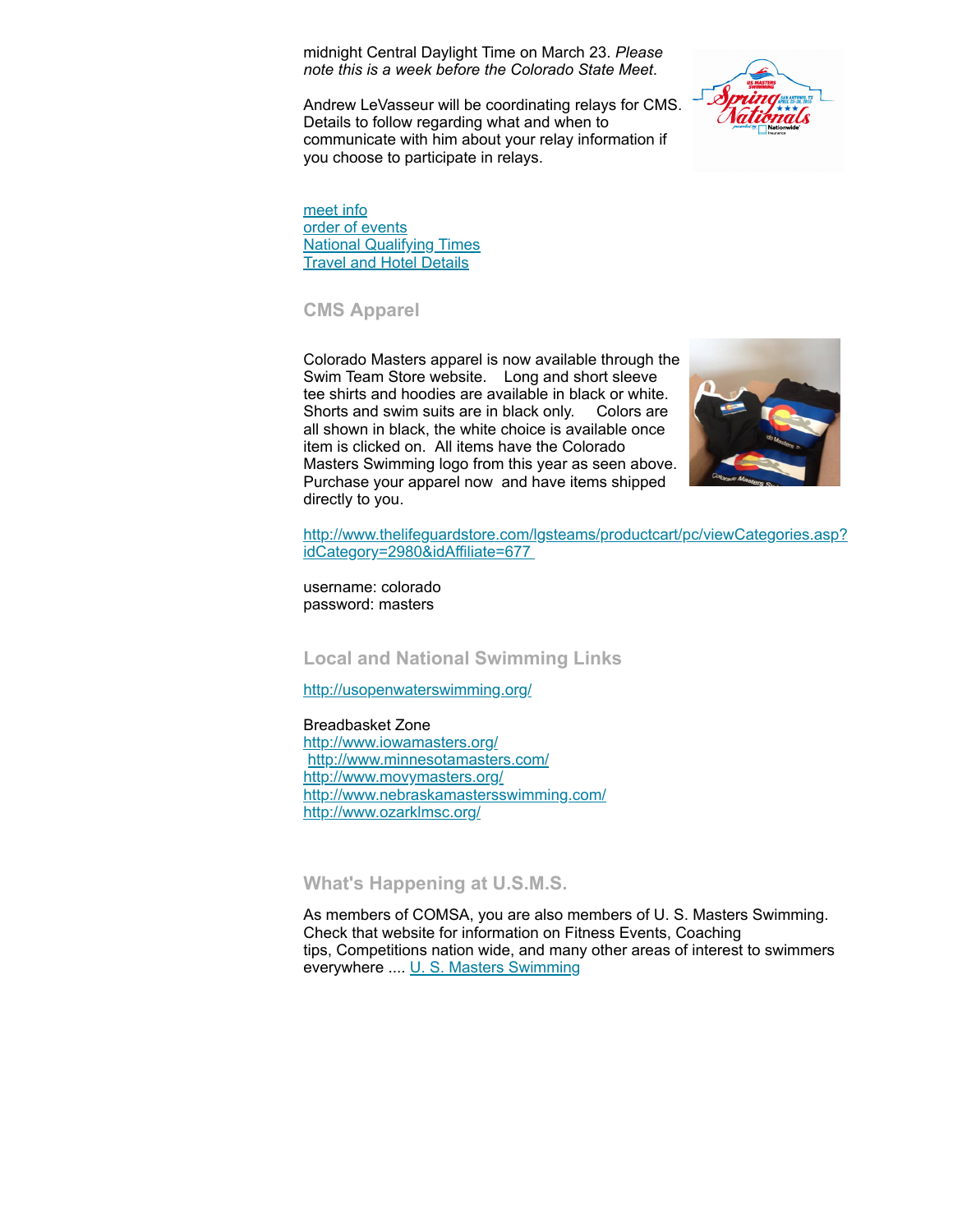midnight Central Daylight Time on March 23. *Please note this is a week before the Colorado State Meet*.

Andrew LeVasseur will be coordinating relays for CMS. Details to follow regarding what and when to communicate with him about your relay information if you choose to participate in relays.

[meet info](#)
[order of events](#)
[National Qualifying Times](#)
[Travel and Hotel Details](#)

### CMS Apparel

Colorado Masters apparel is now available through the Swim Team Store website. Long and short sleeve tee shirts and hoodies are available in black or white. Shorts and swim suits are in black only. Colors are all shown in black, the white choice is available once item is clicked on. All items have the Colorado Masters Swimming logo from this year as seen above. Purchase your apparel now and have items shipped directly to you.

http://www.thelifeguardstore.com/lgsteams/productcart/pc/viewCategories.asp?idCategory=2980&idAffiliate=677

username: colorado
password: masters

### Local and National Swimming Links

http://usopenwaterswimming.org/

Breadbasket Zone
http://www.iowamasters.org/
http://www.minnesotamasters.com/
http://www.movymasters.org/
http://www.nebraskamastersswimming.com/
http://www.ozarklmsc.org/

### What's Happening at U.S.M.S.

As members of COMSA, you are also members of U. S. Masters Swimming. Check that website for information on Fitness Events, Coaching tips, Competitions nation wide, and many other areas of interest to swimmers everywhere .... [U. S. Masters Swimming](#)